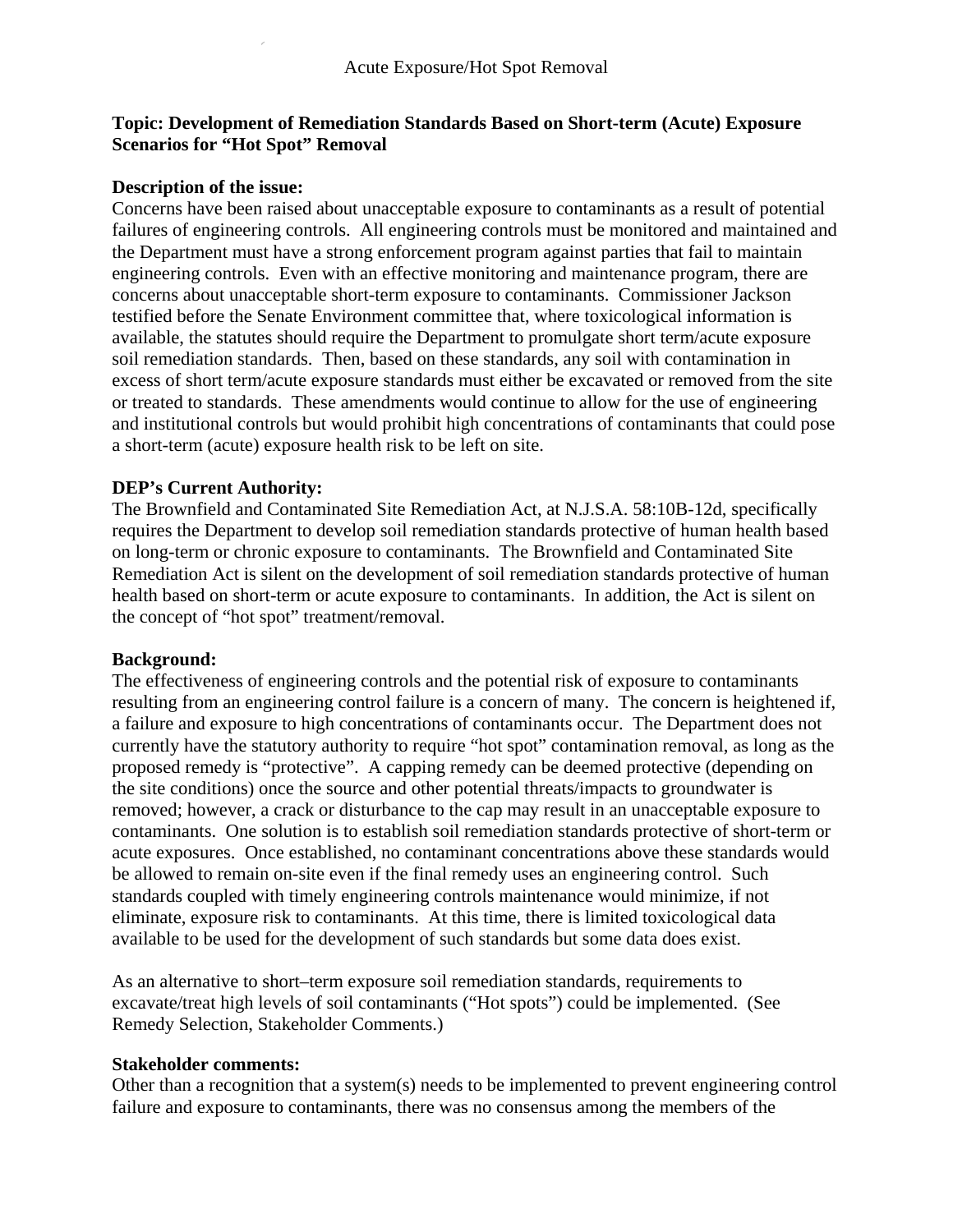Acute Exposure/Hot Spot Removal

**Topic: Development of Remediation Standards Based on Short-term (Acute) Exposure Scenarios for "Hot Spot" Removal**

**Description of the issue:**
Concerns have been raised about unacceptable exposure to contaminants as a result of potential failures of engineering controls. All engineering controls must be monitored and maintained and the Department must have a strong enforcement program against parties that fail to maintain engineering controls. Even with an effective monitoring and maintenance program, there are concerns about unacceptable short-term exposure to contaminants. Commissioner Jackson testified before the Senate Environment committee that, where toxicological information is available, the statutes should require the Department to promulgate short term/acute exposure soil remediation standards. Then, based on these standards, any soil with contamination in excess of short term/acute exposure standards must either be excavated or removed from the site or treated to standards. These amendments would continue to allow for the use of engineering and institutional controls but would prohibit high concentrations of contaminants that could pose a short-term (acute) exposure health risk to be left on site.

**DEP's Current Authority:**
The Brownfield and Contaminated Site Remediation Act, at N.J.S.A. 58:10B-12d, specifically requires the Department to develop soil remediation standards protective of human health based on long-term or chronic exposure to contaminants. The Brownfield and Contaminated Site Remediation Act is silent on the development of soil remediation standards protective of human health based on short-term or acute exposure to contaminants. In addition, the Act is silent on the concept of "hot spot" treatment/removal.

**Background:**
The effectiveness of engineering controls and the potential risk of exposure to contaminants resulting from an engineering control failure is a concern of many. The concern is heightened if, a failure and exposure to high concentrations of contaminants occur. The Department does not currently have the statutory authority to require "hot spot" contamination removal, as long as the proposed remedy is "protective". A capping remedy can be deemed protective (depending on the site conditions) once the source and other potential threats/impacts to groundwater is removed; however, a crack or disturbance to the cap may result in an unacceptable exposure to contaminants. One solution is to establish soil remediation standards protective of short-term or acute exposures. Once established, no contaminant concentrations above these standards would be allowed to remain on-site even if the final remedy uses an engineering control. Such standards coupled with timely engineering controls maintenance would minimize, if not eliminate, exposure risk to contaminants. At this time, there is limited toxicological data available to be used for the development of such standards but some data does exist.

As an alternative to short–term exposure soil remediation standards, requirements to excavate/treat high levels of soil contaminants ("Hot spots") could be implemented. (See Remedy Selection, Stakeholder Comments.)

**Stakeholder comments:**
Other than a recognition that a system(s) needs to be implemented to prevent engineering control failure and exposure to contaminants, there was no consensus among the members of the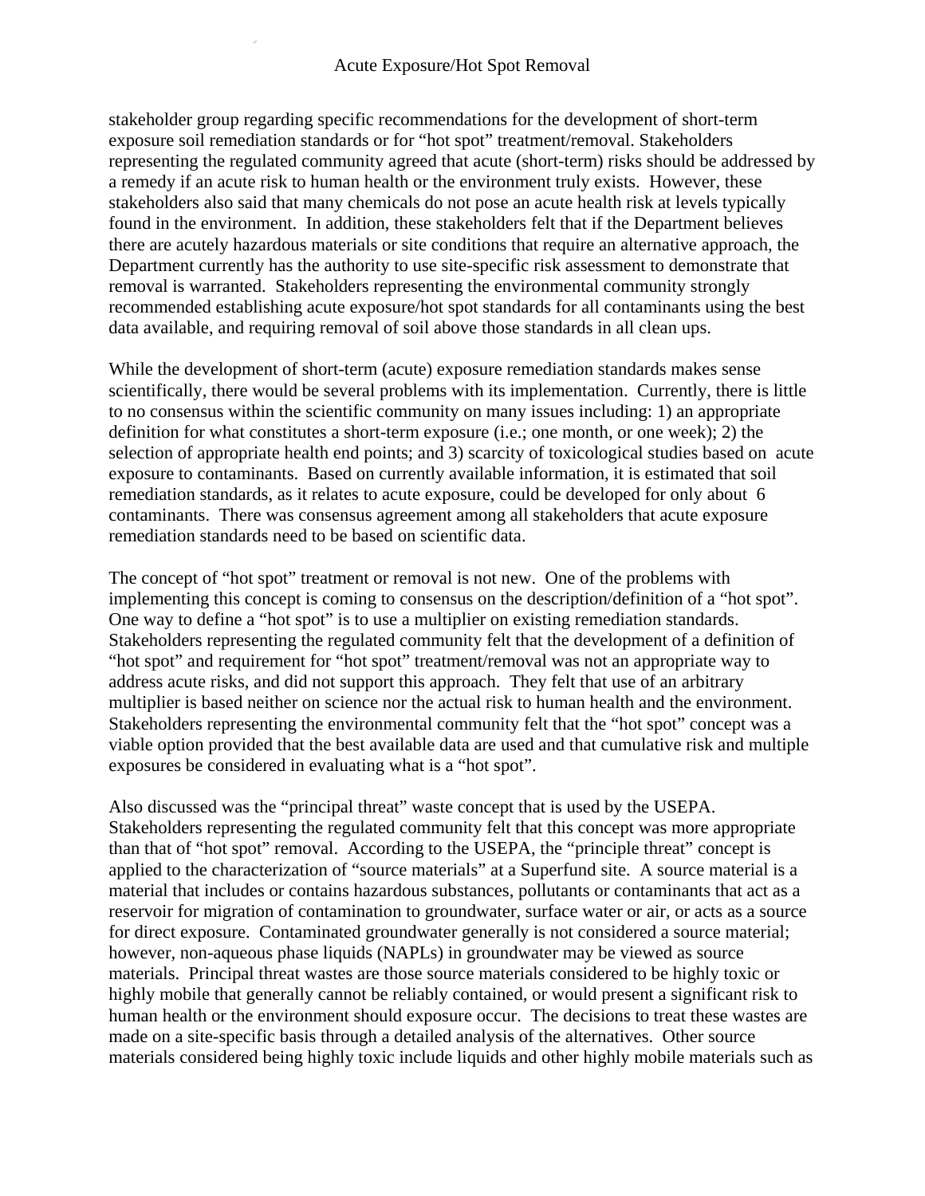stakeholder group regarding specific recommendations for the development of short-term exposure soil remediation standards or for "hot spot" treatment/removal. Stakeholders representing the regulated community agreed that acute (short-term) risks should be addressed by a remedy if an acute risk to human health or the environment truly exists. However, these stakeholders also said that many chemicals do not pose an acute health risk at levels typically found in the environment. In addition, these stakeholders felt that if the Department believes there are acutely hazardous materials or site conditions that require an alternative approach, the Department currently has the authority to use site-specific risk assessment to demonstrate that removal is warranted. Stakeholders representing the environmental community strongly recommended establishing acute exposure/hot spot standards for all contaminants using the best data available, and requiring removal of soil above those standards in all clean ups.

While the development of short-term (acute) exposure remediation standards makes sense scientifically, there would be several problems with its implementation. Currently, there is little to no consensus within the scientific community on many issues including: 1) an appropriate definition for what constitutes a short-term exposure (i.e.; one month, or one week); 2) the selection of appropriate health end points; and 3) scarcity of toxicological studies based on acute exposure to contaminants. Based on currently available information, it is estimated that soil remediation standards, as it relates to acute exposure, could be developed for only about 6 contaminants. There was consensus agreement among all stakeholders that acute exposure remediation standards need to be based on scientific data.

The concept of "hot spot" treatment or removal is not new. One of the problems with implementing this concept is coming to consensus on the description/definition of a "hot spot". One way to define a "hot spot" is to use a multiplier on existing remediation standards. Stakeholders representing the regulated community felt that the development of a definition of "hot spot" and requirement for "hot spot" treatment/removal was not an appropriate way to address acute risks, and did not support this approach. They felt that use of an arbitrary multiplier is based neither on science nor the actual risk to human health and the environment. Stakeholders representing the environmental community felt that the "hot spot" concept was a viable option provided that the best available data are used and that cumulative risk and multiple exposures be considered in evaluating what is a "hot spot".

Also discussed was the "principal threat" waste concept that is used by the USEPA. Stakeholders representing the regulated community felt that this concept was more appropriate than that of "hot spot" removal. According to the USEPA, the "principle threat" concept is applied to the characterization of "source materials" at a Superfund site. A source material is a material that includes or contains hazardous substances, pollutants or contaminants that act as a reservoir for migration of contamination to groundwater, surface water or air, or acts as a source for direct exposure. Contaminated groundwater generally is not considered a source material; however, non-aqueous phase liquids (NAPLs) in groundwater may be viewed as source materials. Principal threat wastes are those source materials considered to be highly toxic or highly mobile that generally cannot be reliably contained, or would present a significant risk to human health or the environment should exposure occur. The decisions to treat these wastes are made on a site-specific basis through a detailed analysis of the alternatives. Other source materials considered being highly toxic include liquids and other highly mobile materials such as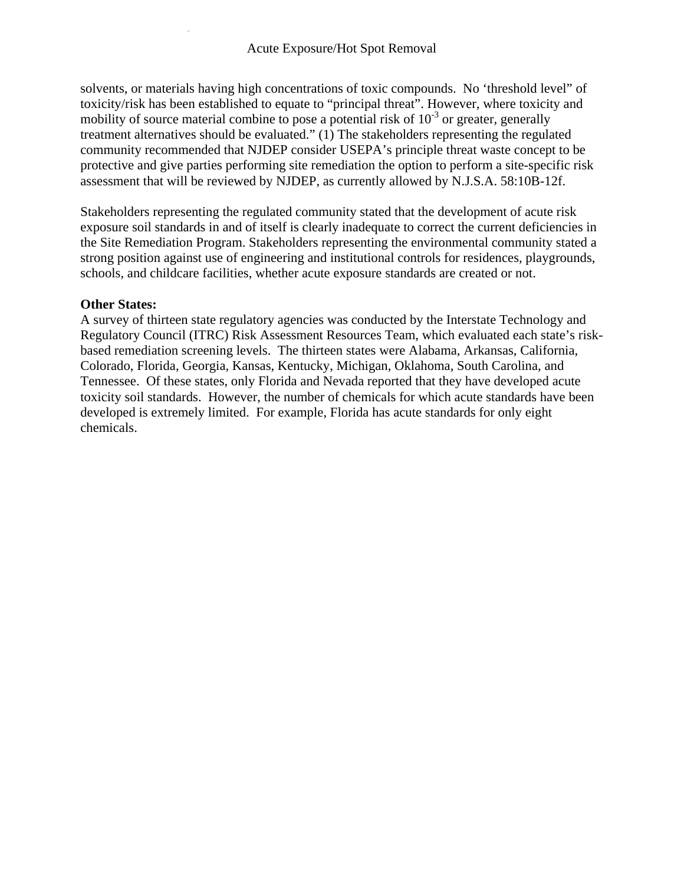solvents, or materials having high concentrations of toxic compounds. No 'threshold level" of toxicity/risk has been established to equate to "principal threat". However, where toxicity and mobility of source material combine to pose a potential risk of $10^{-3}$ or greater, generally treatment alternatives should be evaluated." (1) The stakeholders representing the regulated community recommended that NJDEP consider USEPA's principle threat waste concept to be protective and give parties performing site remediation the option to perform a site-specific risk assessment that will be reviewed by NJDEP, as currently allowed by N.J.S.A. 58:10B-12f.

Stakeholders representing the regulated community stated that the development of acute risk exposure soil standards in and of itself is clearly inadequate to correct the current deficiencies in the Site Remediation Program. Stakeholders representing the environmental community stated a strong position against use of engineering and institutional controls for residences, playgrounds, schools, and childcare facilities, whether acute exposure standards are created or not.

**Other States:**

A survey of thirteen state regulatory agencies was conducted by the Interstate Technology and Regulatory Council (ITRC) Risk Assessment Resources Team, which evaluated each state's risk-based remediation screening levels. The thirteen states were Alabama, Arkansas, California, Colorado, Florida, Georgia, Kansas, Kentucky, Michigan, Oklahoma, South Carolina, and Tennessee. Of these states, only Florida and Nevada reported that they have developed acute toxicity soil standards. However, the number of chemicals for which acute standards have been developed is extremely limited. For example, Florida has acute standards for only eight chemicals.